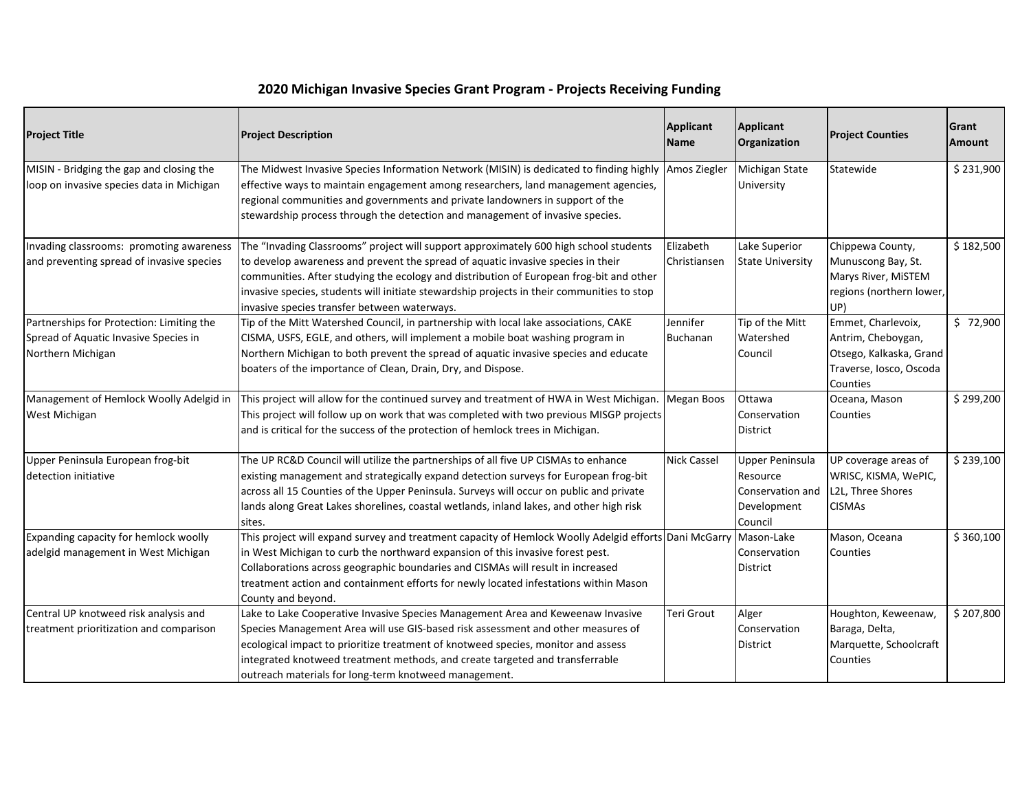## 2020 Michigan Invasive Species Grant Program - Projects Receiving Funding

| Project Title | Project Description | Applicant Name | Applicant Organization | Project Counties | Grant Amount |
|---|---|---|---|---|---|
| MISIN - Bridging the gap and closing the loop on invasive species data in Michigan | The Midwest Invasive Species Information Network (MISIN) is dedicated to finding highly effective ways to maintain engagement among researchers, land management agencies, regional communities and governments and private landowners in support of the stewardship process through the detection and management of invasive species. | Amos Ziegler | Michigan State University | Statewide | $ 231,900 |
| Invading classrooms: promoting awareness and preventing spread of invasive species | The "Invading Classrooms" project will support approximately 600 high school students to develop awareness and prevent the spread of aquatic invasive species in their communities. After studying the ecology and distribution of European frog-bit and other invasive species, students will initiate stewardship projects in their communities to stop invasive species transfer between waterways. | Elizabeth Christiansen | Lake Superior State University | Chippewa County, Munuscong Bay, St. Marys River, MiSTEM regions (northern lower, UP) | $ 182,500 |
| Partnerships for Protection: Limiting the Spread of Aquatic Invasive Species in Northern Michigan | Tip of the Mitt Watershed Council, in partnership with local lake associations, CAKE CISMA, USFS, EGLE, and others, will implement a mobile boat washing program in Northern Michigan to both prevent the spread of aquatic invasive species and educate boaters of the importance of Clean, Drain, Dry, and Dispose. | Jennifer Buchanan | Tip of the Mitt Watershed Council | Emmet, Charlevoix, Antrim, Cheboygan, Otsego, Kalkaska, Grand Traverse, Iosco, Oscoda Counties | $ 72,900 |
| Management of Hemlock Woolly Adelgid in West Michigan | This project will allow for the continued survey and treatment of HWA in West Michigan. This project will follow up on work that was completed with two previous MISGP projects and is critical for the success of the protection of hemlock trees in Michigan. | Megan Boos | Ottawa Conservation District | Oceana, Mason Counties | $ 299,200 |
| Upper Peninsula European frog-bit detection initiative | The UP RC&D Council will utilize the partnerships of all five UP CISMAs to enhance existing management and strategically expand detection surveys for European frog-bit across all 15 Counties of the Upper Peninsula. Surveys will occur on public and private lands along Great Lakes shorelines, coastal wetlands, inland lakes, and other high risk sites. | Nick Cassel | Upper Peninsula Resource Conservation and Development Council | UP coverage areas of WRISC, KISMA, WePIC, L2L, Three Shores CISMAs | $ 239,100 |
| Expanding capacity for hemlock woolly adelgid management in West Michigan | This project will expand survey and treatment capacity of Hemlock Woolly Adelgid efforts in West Michigan to curb the northward expansion of this invasive forest pest. Collaborations across geographic boundaries and CISMAs will result in increased treatment action and containment efforts for newly located infestations within Mason County and beyond. | Dani McGarry | Mason-Lake Conservation District | Mason, Oceana Counties | $ 360,100 |
| Central UP knotweed risk analysis and treatment prioritization and comparison | Lake to Lake Cooperative Invasive Species Management Area and Keweenaw Invasive Species Management Area will use GIS-based risk assessment and other measures of ecological impact to prioritize treatment of knotweed species, monitor and assess integrated knotweed treatment methods, and create targeted and transferrable outreach materials for long-term knotweed management. | Teri Grout | Alger Conservation District | Houghton, Keweenaw, Baraga, Delta, Marquette, Schoolcraft Counties | $ 207,800 |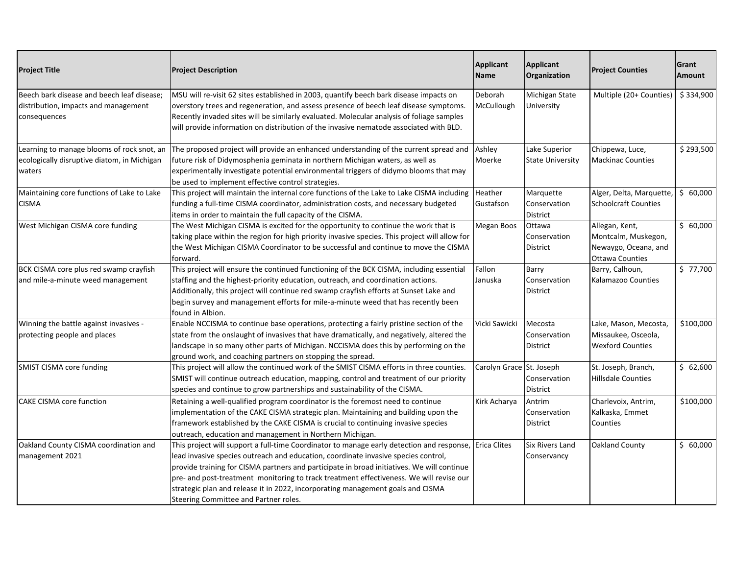| Project Title | Project Description | Applicant Name | Applicant Organization | Project Counties | Grant Amount |
|---|---|---|---|---|---|
| Beech bark disease and beech leaf disease; distribution, impacts and management consequences | MSU will re-visit 62 sites established in 2003, quantify beech bark disease impacts on overstory trees and regeneration, and assess presence of beech leaf disease symptoms. Recently invaded sites will be similarly evaluated. Molecular analysis of foliage samples will provide information on distribution of the invasive nematode associated with BLD. | Deborah McCullough | Michigan State University | Multiple (20+ Counties) | $ 334,900 |
| Learning to manage blooms of rock snot, an ecologically disruptive diatom, in Michigan waters | The proposed project will provide an enhanced understanding of the current spread and future risk of Didymosphenia geminata in northern Michigan waters, as well as experimentally investigate potential environmental triggers of didymo blooms that may be used to implement effective control strategies. | Ashley Moerke | Lake Superior State University | Chippewa, Luce, Mackinac Counties | $ 293,500 |
| Maintaining core functions of Lake to Lake CISMA | This project will maintain the internal core functions of the Lake to Lake CISMA including funding a full-time CISMA coordinator, administration costs, and necessary budgeted items in order to maintain the full capacity of the CISMA. | Heather Gustafson | Marquette Conservation District | Alger, Delta, Marquette, Schoolcraft Counties | $ 60,000 |
| West Michigan CISMA core funding | The West Michigan CISMA is excited for the opportunity to continue the work that is taking place within the region for high priority invasive species. This project will allow for the West Michigan CISMA Coordinator to be successful and continue to move the CISMA forward. | Megan Boos | Ottawa Conservation District | Allegan, Kent, Montcalm, Muskegon, Newaygo, Oceana, and Ottawa Counties | $ 60,000 |
| BCK CISMA core plus red swamp crayfish and mile-a-minute weed management | This project will ensure the continued functioning of the BCK CISMA, including essential staffing and the highest-priority education, outreach, and coordination actions. Additionally, this project will continue red swamp crayfish efforts at Sunset Lake and begin survey and management efforts for mile-a-minute weed that has recently been found in Albion. | Fallon Januska | Barry Conservation District | Barry, Calhoun, Kalamazoo Counties | $ 77,700 |
| Winning the battle against invasives - protecting people and places | Enable NCCISMA to continue base operations, protecting a fairly pristine section of the state from the onslaught of invasives that have dramatically, and negatively, altered the landscape in so many other parts of Michigan. NCCISMA does this by performing on the ground work, and coaching partners on stopping the spread. | Vicki Sawicki | Mecosta Conservation District | Lake, Mason, Mecosta, Missaukee, Osceola, Wexford Counties | $100,000 |
| SMIST CISMA core funding | This project will allow the continued work of the SMIST CISMA efforts in three counties. SMIST will continue outreach education, mapping, control and treatment of our priority species and continue to grow partnerships and sustainability of the CISMA. | Carolyn Grace | St. Joseph Conservation District | St. Joseph, Branch, Hillsdale Counties | $ 62,600 |
| CAKE CISMA core function | Retaining a well-qualified program coordinator is the foremost need to continue implementation of the CAKE CISMA strategic plan. Maintaining and building upon the framework established by the CAKE CISMA is crucial to continuing invasive species outreach, education and management in Northern Michigan. | Kirk Acharya | Antrim Conservation District | Charlevoix, Antrim, Kalkaska, Emmet Counties | $100,000 |
| Oakland County CISMA coordination and management 2021 | This project will support a full-time Coordinator to manage early detection and response, lead invasive species outreach and education, coordinate invasive species control, provide training for CISMA partners and participate in broad initiatives. We will continue pre- and post-treatment monitoring to track treatment effectiveness. We will revise our strategic plan and release it in 2022, incorporating management goals and CISMA Steering Committee and Partner roles. | Erica Clites | Six Rivers Land Conservancy | Oakland County | $ 60,000 |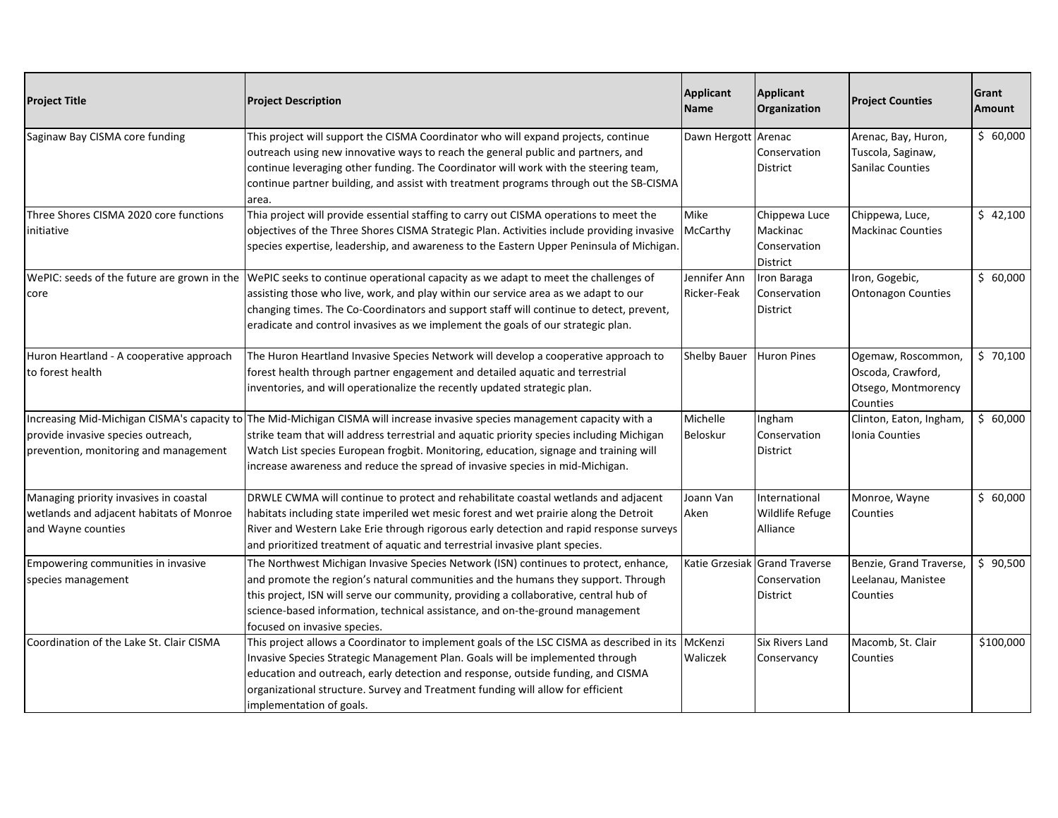| Project Title | Project Description | Applicant Name | Applicant Organization | Project Counties | Grant Amount |
|---|---|---|---|---|---|
| Saginaw Bay CISMA core funding | This project will support the CISMA Coordinator who will expand projects, continue outreach using new innovative ways to reach the general public and partners, and continue leveraging other funding. The Coordinator will work with the steering team, continue partner building, and assist with treatment programs through out the SB-CISMA area. | Dawn Hergott | Arenac Conservation District | Arenac, Bay, Huron, Tuscola, Saginaw, Sanilac Counties | $ 60,000 |
| Three Shores CISMA 2020 core functions initiative | Thia project will provide essential staffing to carry out CISMA operations to meet the objectives of the Three Shores CISMA Strategic Plan. Activities include providing invasive species expertise, leadership, and awareness to the Eastern Upper Peninsula of Michigan. | Mike McCarthy | Chippewa Luce Mackinac Conservation District | Chippewa, Luce, Mackinac Counties | $ 42,100 |
| WePIC: seeds of the future are grown in the core | WePIC seeks to continue operational capacity as we adapt to meet the challenges of assisting those who live, work, and play within our service area as we adapt to our changing times. The Co-Coordinators and support staff will continue to detect, prevent, eradicate and control invasives as we implement the goals of our strategic plan. | Jennifer Ann Ricker-Feak | Iron Baraga Conservation District | Iron, Gogebic, Ontonagon Counties | $ 60,000 |
| Huron Heartland - A cooperative approach to forest health | The Huron Heartland Invasive Species Network will develop a cooperative approach to forest health through partner engagement and detailed aquatic and terrestrial inventories, and will operationalize the recently updated strategic plan. | Shelby Bauer | Huron Pines | Ogemaw, Roscommon, Oscoda, Crawford, Otsego, Montmorency Counties | $ 70,100 |
| Increasing Mid-Michigan CISMA's capacity to provide invasive species outreach, prevention, monitoring and management | The Mid-Michigan CISMA will increase invasive species management capacity with a strike team that will address terrestrial and aquatic priority species including Michigan Watch List species European frogbit. Monitoring, education, signage and training will increase awareness and reduce the spread of invasive species in mid-Michigan. | Michelle Beloskur | Ingham Conservation District | Clinton, Eaton, Ingham, Ionia Counties | $ 60,000 |
| Managing priority invasives in coastal wetlands and adjacent habitats of Monroe and Wayne counties | DRWLE CWMA will continue to protect and rehabilitate coastal wetlands and adjacent habitats including state imperiled wet mesic forest and wet prairie along the Detroit River and Western Lake Erie through rigorous early detection and rapid response surveys and prioritized treatment of aquatic and terrestrial invasive plant species. | Joann Van Aken | International Wildlife Refuge Alliance | Monroe, Wayne Counties | $ 60,000 |
| Empowering communities in invasive species management | The Northwest Michigan Invasive Species Network (ISN) continues to protect, enhance, and promote the region's natural communities and the humans they support. Through this project, ISN will serve our community, providing a collaborative, central hub of science-based information, technical assistance, and on-the-ground management focused on invasive species. | Katie Grzesiak | Grand Traverse Conservation District | Benzie, Grand Traverse, Leelanau, Manistee Counties | $ 90,500 |
| Coordination of the Lake St. Clair CISMA | This project allows a Coordinator to implement goals of the LSC CISMA as described in its Invasive Species Strategic Management Plan. Goals will be implemented through education and outreach, early detection and response, outside funding, and CISMA organizational structure. Survey and Treatment funding will allow for efficient implementation of goals. | McKenzi Waliczek | Six Rivers Land Conservancy | Macomb, St. Clair Counties | $100,000 |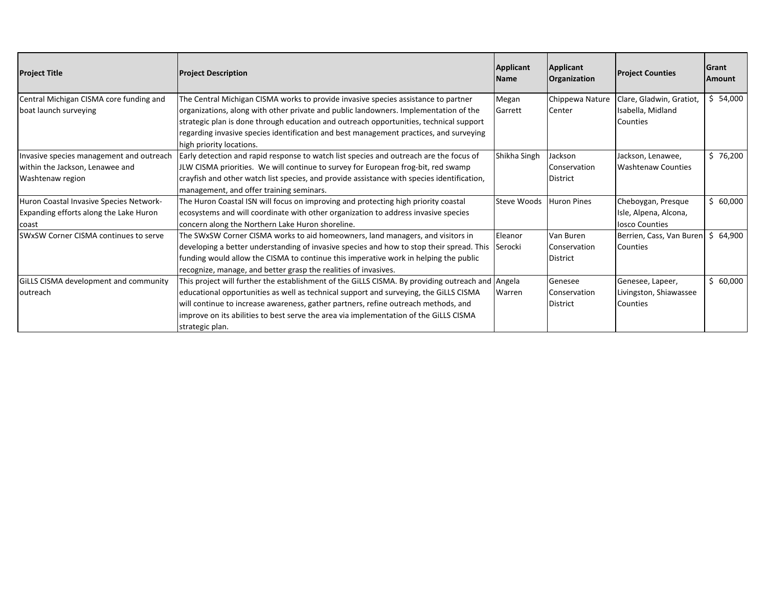| Project Title | Project Description | Applicant Name | Applicant Organization | Project Counties | Grant Amount |
|---|---|---|---|---|---|
| Central Michigan CISMA core funding and boat launch surveying | The Central Michigan CISMA works to provide invasive species assistance to partner organizations, along with other private and public landowners. Implementation of the strategic plan is done through education and outreach opportunities, technical support regarding invasive species identification and best management practices, and surveying high priority locations. | Megan Garrett | Chippewa Nature Center | Clare, Gladwin, Gratiot, Isabella, Midland Counties | $ 54,000 |
| Invasive species management and outreach within the Jackson, Lenawee and Washtenaw region | Early detection and rapid response to watch list species and outreach are the focus of JLW CISMA priorities. We will continue to survey for European frog-bit, red swamp crayfish and other watch list species, and provide assistance with species identification, management, and offer training seminars. | Shikha Singh | Jackson Conservation District | Jackson, Lenawee, Washtenaw Counties | $ 76,200 |
| Huron Coastal Invasive Species Network- Expanding efforts along the Lake Huron coast | The Huron Coastal ISN will focus on improving and protecting high priority coastal ecosystems and will coordinate with other organization to address invasive species concern along the Northern Lake Huron shoreline. | Steve Woods | Huron Pines | Cheboygan, Presque Isle, Alpena, Alcona, Iosco Counties | $ 60,000 |
| SWxSW Corner CISMA continues to serve | The SWxSW Corner CISMA works to aid homeowners, land managers, and visitors in developing a better understanding of invasive species and how to stop their spread. This funding would allow the CISMA to continue this imperative work in helping the public recognize, manage, and better grasp the realities of invasives. | Eleanor Serocki | Van Buren Conservation District | Berrien, Cass, Van Buren Counties | $ 64,900 |
| GiLLS CISMA development and community outreach | This project will further the establishment of the GiLLS CISMA. By providing outreach and educational opportunities as well as technical support and surveying, the GiLLS CISMA will continue to increase awareness, gather partners, refine outreach methods, and improve on its abilities to best serve the area via implementation of the GiLLS CISMA strategic plan. | Angela Warren | Genesee Conservation District | Genesee, Lapeer, Livingston, Shiawassee Counties | $ 60,000 |